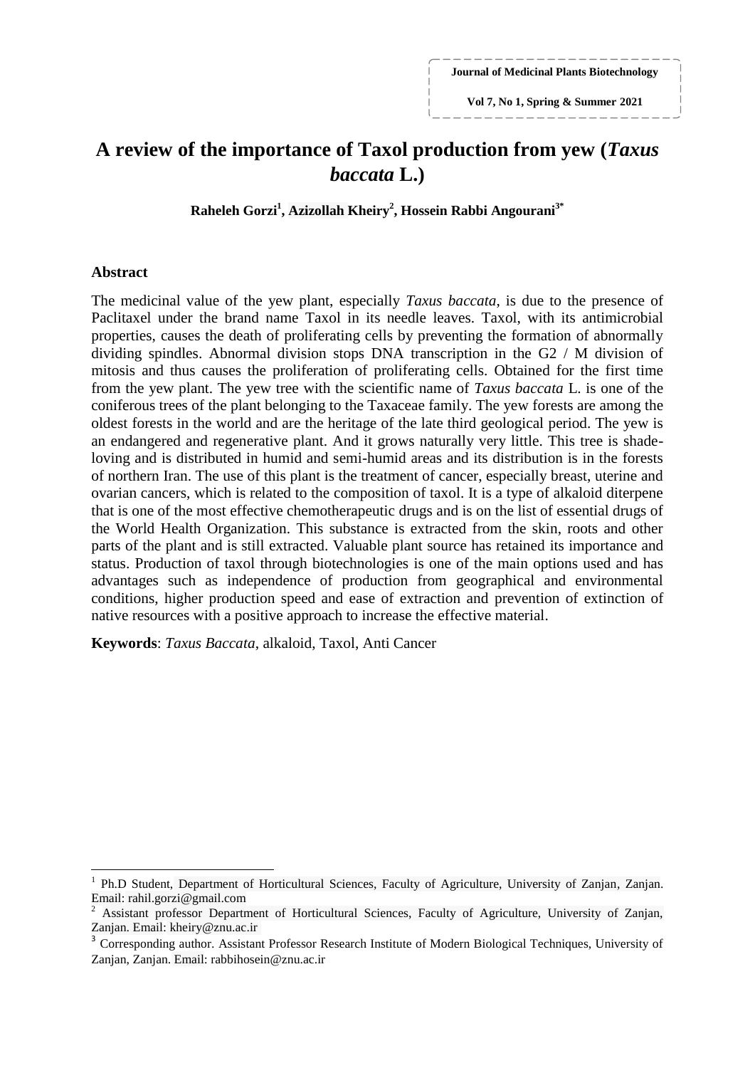# A review of the importance of Taxol production from yew (*Taxus baccata* L.)

**Raheleh Gorzi[1], Azizollah Kheiry[2], Hossein Rabbi Angourani[3*]**

## Abstract

The medicinal value of the yew plant, especially *Taxus baccata*, is due to the presence of Paclitaxel under the brand name Taxol in its needle leaves. Taxol, with its antimicrobial properties, causes the death of proliferating cells by preventing the formation of abnormally dividing spindles. Abnormal division stops DNA transcription in the G2 / M division of mitosis and thus causes the proliferation of proliferating cells. Obtained for the first time from the yew plant. The yew tree with the scientific name of *Taxus baccata* L. is one of the coniferous trees of the plant belonging to the Taxaceae family. The yew forests are among the oldest forests in the world and are the heritage of the late third geological period. The yew is an endangered and regenerative plant. And it grows naturally very little. This tree is shade-loving and is distributed in humid and semi-humid areas and its distribution is in the forests of northern Iran. The use of this plant is the treatment of cancer, especially breast, uterine and ovarian cancers, which is related to the composition of taxol. It is a type of alkaloid diterpene that is one of the most effective chemotherapeutic drugs and is on the list of essential drugs of the World Health Organization. This substance is extracted from the skin, roots and other parts of the plant and is still extracted. Valuable plant source has retained its importance and status. Production of taxol through biotechnologies is one of the main options used and has advantages such as independence of production from geographical and environmental conditions, higher production speed and ease of extraction and prevention of extinction of native resources with a positive approach to increase the effective material.

**Keywords**: *Taxus Baccata*, alkaloid, Taxol, Anti Cancer

---

[1] Ph.D Student, Department of Horticultural Sciences, Faculty of Agriculture, University of Zanjan, Zanjan. Email: rahil.gorzi@gmail.com

[2] Assistant professor Department of Horticultural Sciences, Faculty of Agriculture, University of Zanjan, Zanjan. Email: kheiry@znu.ac.ir

[3] Corresponding author. Assistant Professor Research Institute of Modern Biological Techniques, University of Zanjan, Zanjan. Email: rabbihosein@znu.ac.ir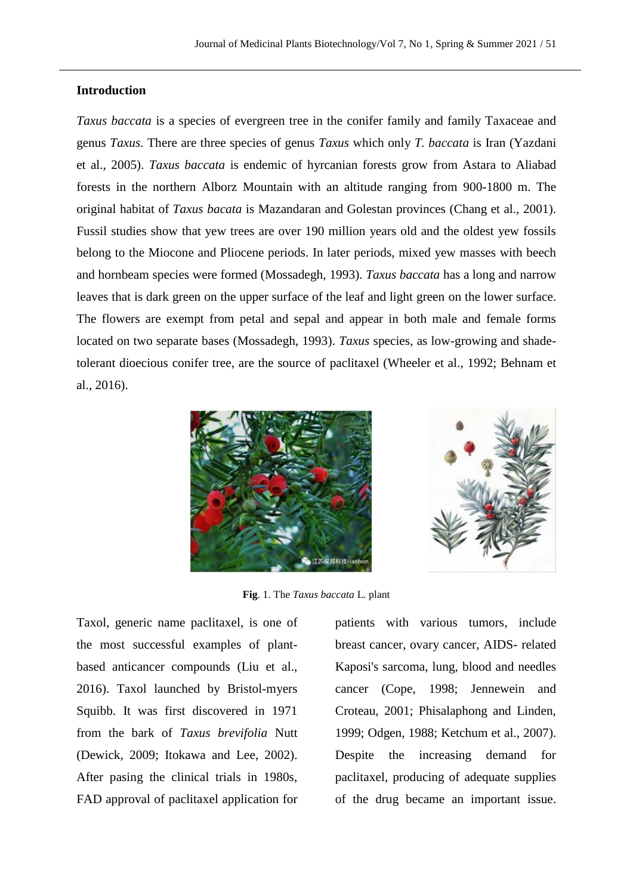## Introduction

*Taxus baccata* is a species of evergreen tree in the conifer family and family Taxaceae and genus *Taxus*. There are three species of genus *Taxus* which only *T. baccata* is Iran (Yazdani et al., 2005). *Taxus baccata* is endemic of hyrcanian forests grow from Astara to Aliabad forests in the northern Alborz Mountain with an altitude ranging from 900-1800 m. The original habitat of *Taxus bacata* is Mazandaran and Golestan provinces (Chang et al., 2001). Fussil studies show that yew trees are over 190 million years old and the oldest yew fossils belong to the Miocone and Pliocene periods. In later periods, mixed yew masses with beech and hornbeam species were formed (Mossadegh, 1993). *Taxus baccata* has a long and narrow leaves that is dark green on the upper surface of the leaf and light green on the lower surface. The flowers are exempt from petal and sepal and appear in both male and female forms located on two separate bases (Mossadegh, 1993). *Taxus* species, as low-growing and shade-tolerant dioecious conifer tree, are the source of paclitaxel (Wheeler et al., 1992; Behnam et al., 2016).

**Fig**. 1. The *Taxus baccata* L. plant

Taxol, generic name paclitaxel, is one of the most successful examples of plant-based anticancer compounds (Liu et al., 2016). Taxol launched by Bristol-myers Squibb. It was first discovered in 1971 from the bark of *Taxus brevifolia* Nutt (Dewick, 2009; Itokawa and Lee, 2002). After pasing the clinical trials in 1980s, FAD approval of paclitaxel application for patients with various tumors, include breast cancer, ovary cancer, AIDS- related Kaposi's sarcoma, lung, blood and needles cancer (Cope, 1998; Jennewein and Croteau, 2001; Phisalaphong and Linden, 1999; Odgen, 1988; Ketchum et al., 2007). Despite the increasing demand for paclitaxel, producing of adequate supplies of the drug became an important issue.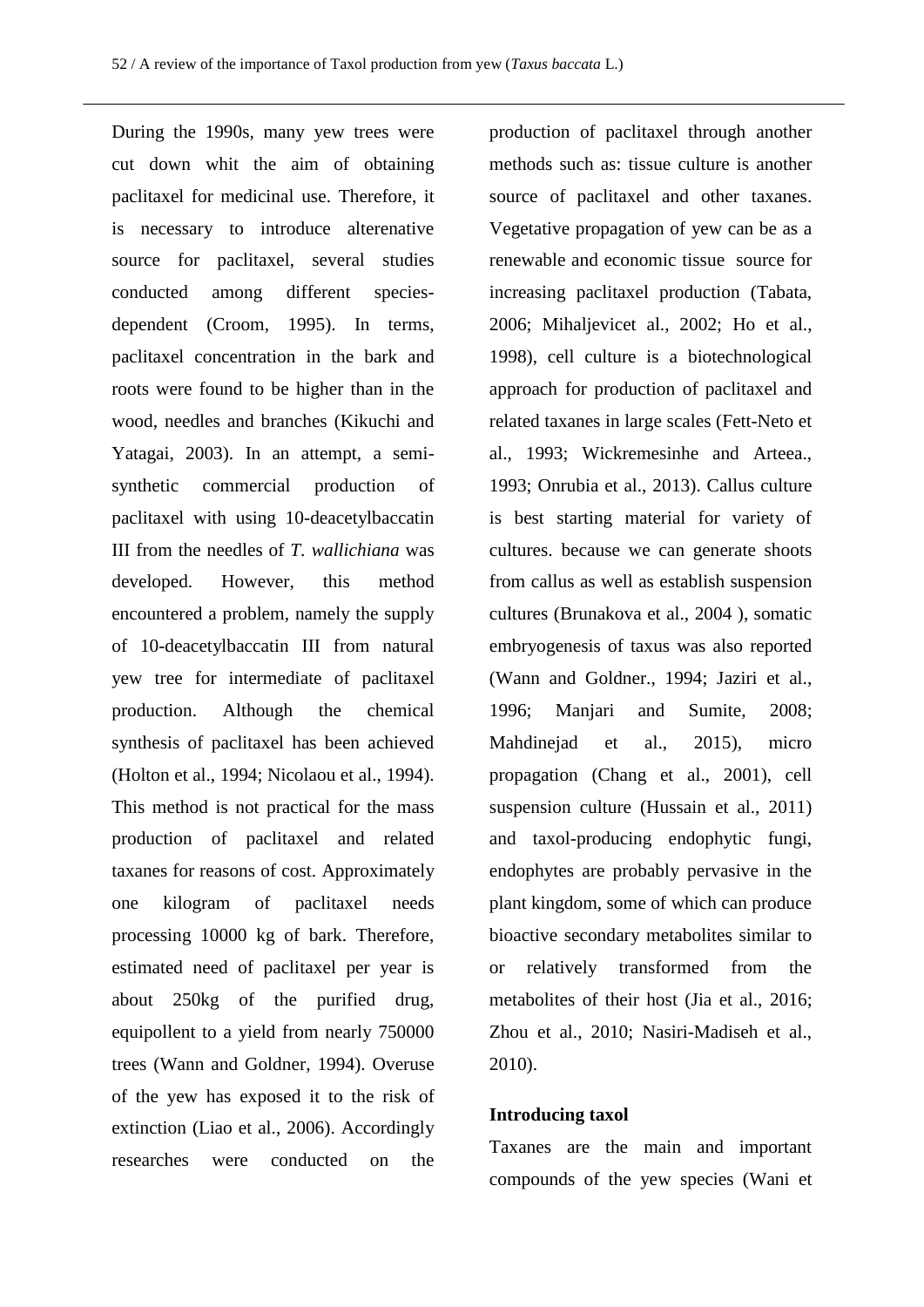During the 1990s, many yew trees were cut down whit the aim of obtaining paclitaxel for medicinal use. Therefore, it is necessary to introduce alterenative source for paclitaxel, several studies conducted among different species-dependent (Croom, 1995). In terms, paclitaxel concentration in the bark and roots were found to be higher than in the wood, needles and branches (Kikuchi and Yatagai, 2003). In an attempt, a semi-synthetic commercial production of paclitaxel with using 10-deacetylbaccatin III from the needles of *T. wallichiana* was developed. However, this method encountered a problem, namely the supply of 10-deacetylbaccatin III from natural yew tree for intermediate of paclitaxel production. Although the chemical synthesis of paclitaxel has been achieved (Holton et al., 1994; Nicolaou et al., 1994). This method is not practical for the mass production of paclitaxel and related taxanes for reasons of cost. Approximately one kilogram of paclitaxel needs processing 10000 kg of bark. Therefore, estimated need of paclitaxel per year is about 250kg of the purified drug, equipollent to a yield from nearly 750000 trees (Wann and Goldner, 1994). Overuse of the yew has exposed it to the risk of extinction (Liao et al., 2006). Accordingly researches were conducted on the production of paclitaxel through another methods such as: tissue culture is another source of paclitaxel and other taxanes. Vegetative propagation of yew can be as a renewable and economic tissue source for increasing paclitaxel production (Tabata, 2006; Mihaljevicet al., 2002; Ho et al., 1998), cell culture is a biotechnological approach for production of paclitaxel and related taxanes in large scales (Fett-Neto et al., 1993; Wickremesinhe and Arteea., 1993; Onrubia et al., 2013). Callus culture is best starting material for variety of cultures. because we can generate shoots from callus as well as establish suspension cultures (Brunakova et al., 2004 ), somatic embryogenesis of taxus was also reported (Wann and Goldner., 1994; Jaziri et al., 1996; Manjari and Sumite, 2008; Mahdinejad et al., 2015), micro propagation (Chang et al., 2001), cell suspension culture (Hussain et al., 2011) and taxol-producing endophytic fungi, endophytes are probably pervasive in the plant kingdom, some of which can produce bioactive secondary metabolites similar to or relatively transformed from the metabolites of their host (Jia et al., 2016; Zhou et al., 2010; Nasiri-Madiseh et al., 2010).

## Introducing taxol

Taxanes are the main and important compounds of the yew species (Wani et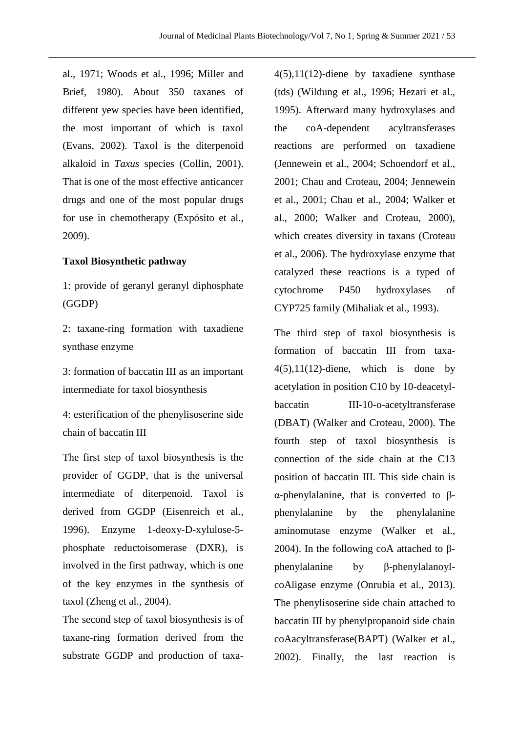al., 1971; Woods et al., 1996; Miller and Brief, 1980). About 350 taxanes of different yew species have been identified, the most important of which is taxol (Evans, 2002). Taxol is the diterpenoid alkaloid in *Taxus* species (Collin, 2001). That is one of the most effective anticancer drugs and one of the most popular drugs for use in chemotherapy (Expósito et al., 2009).

**Taxol Biosynthetic pathway**

1: provide of geranyl geranyl diphosphate (GGDP)

2: taxane-ring formation with taxadiene synthase enzyme

3: formation of baccatin III as an important intermediate for taxol biosynthesis

4: esterification of the phenylisoserine side chain of baccatin III

The first step of taxol biosynthesis is the provider of GGDP, that is the universal intermediate of diterpenoid. Taxol is derived from GGDP (Eisenreich et al., 1996). Enzyme 1-deoxy-D-xylulose-5-phosphate reductoisomerase (DXR), is involved in the first pathway, which is one of the key enzymes in the synthesis of taxol (Zheng et al., 2004).

The second step of taxol biosynthesis is of taxane-ring formation derived from the substrate GGDP and production of taxa-4(5),11(12)-diene by taxadiene synthase (tds) (Wildung et al., 1996; Hezari et al., 1995). Afterward many hydroxylases and the coA-dependent acyltransferases reactions are performed on taxadiene (Jennewein et al., 2004; Schoendorf et al., 2001; Chau and Croteau, 2004; Jennewein et al., 2001; Chau et al., 2004; Walker et al., 2000; Walker and Croteau, 2000), which creates diversity in taxans (Croteau et al., 2006). The hydroxylase enzyme that catalyzed these reactions is a typed of cytochrome P450 hydroxylases of CYP725 family (Mihaliak et al., 1993).

The third step of taxol biosynthesis is formation of baccatin III from taxa-4(5),11(12)-diene, which is done by acetylation in position C10 by 10-deacetyl-baccatin III-10-o-acetyltransferase (DBAT) (Walker and Croteau, 2000). The fourth step of taxol biosynthesis is connection of the side chain at the C13 position of baccatin III. This side chain is α-phenylalanine, that is converted to β-phenylalanine by the phenylalanine aminomutase enzyme (Walker et al., 2004). In the following coA attached to β-phenylalanine by β-phenylalanoyl-coAligase enzyme (Onrubia et al., 2013). The phenylisoserine side chain attached to baccatin III by phenylpropanoid side chain coAacyltransferase(BAPT) (Walker et al., 2002). Finally, the last reaction is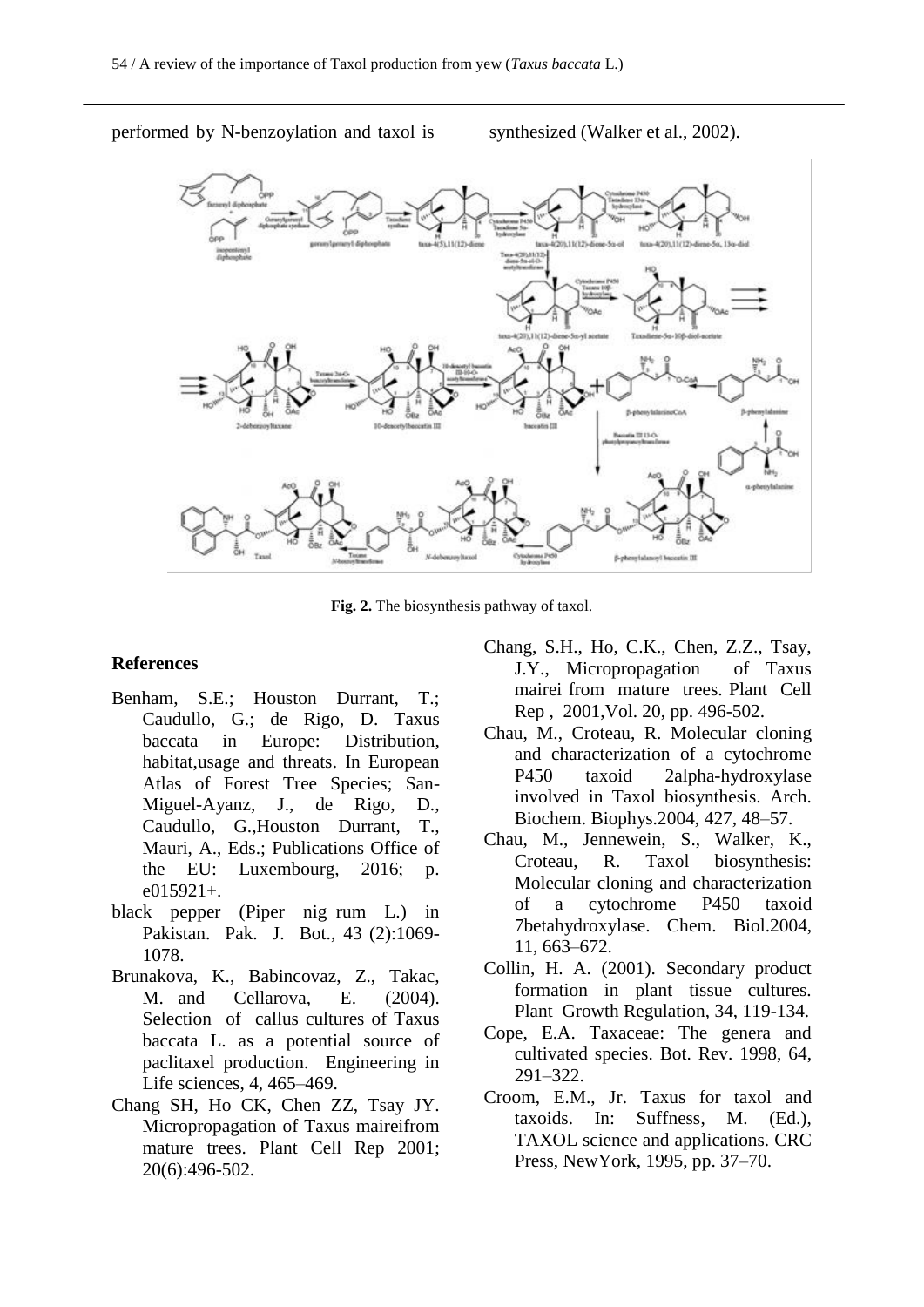performed by N-benzoylation and taxol is synthesized (Walker et al., 2002).

**Fig. 2.** The biosynthesis pathway of taxol.

## References

Benham, S.E.; Houston Durrant, T.; Caudullo, G.; de Rigo, D. Taxus baccata in Europe: Distribution, habitat,usage and threats. In European Atlas of Forest Tree Species; San-Miguel-Ayanz, J., de Rigo, D., Caudullo, G.,Houston Durrant, T., Mauri, A., Eds.; Publications Office of the EU: Luxembourg, 2016; p. e015921+.

black pepper (Piper nig rum L.) in Pakistan. Pak. J. Bot., 43 (2):1069-1078.

Brunakova, K., Babincovaz, Z., Takac, M. and Cellarova, E. (2004). Selection of callus cultures of Taxus baccata L. as a potential source of paclitaxel production. Engineering in Life sciences, 4, 465–469.

Chang SH, Ho CK, Chen ZZ, Tsay JY. Micropropagation of Taxus maireifrom mature trees. Plant Cell Rep 2001; 20(6):496-502.

Chang, S.H., Ho, C.K., Chen, Z.Z., Tsay, J.Y., Micropropagation of Taxus mairei from mature trees. Plant Cell Rep , 2001,Vol. 20, pp. 496-502.

Chau, M., Croteau, R. Molecular cloning and characterization of a cytochrome P450 taxoid 2alpha-hydroxylase involved in Taxol biosynthesis. Arch. Biochem. Biophys.2004, 427, 48–57.

Chau, M., Jennewein, S., Walker, K., Croteau, R. Taxol biosynthesis: Molecular cloning and characterization of a cytochrome P450 taxoid 7betahydroxylase. Chem. Biol.2004, 11, 663–672.

Collin, H. A. (2001). Secondary product formation in plant tissue cultures. Plant Growth Regulation, 34, 119-134.

Cope, E.A. Taxaceae: The genera and cultivated species. Bot. Rev. 1998, 64, 291–322.

Croom, E.M., Jr. Taxus for taxol and taxoids. In: Suffness, M. (Ed.), TAXOL science and applications. CRC Press, NewYork, 1995, pp. 37–70.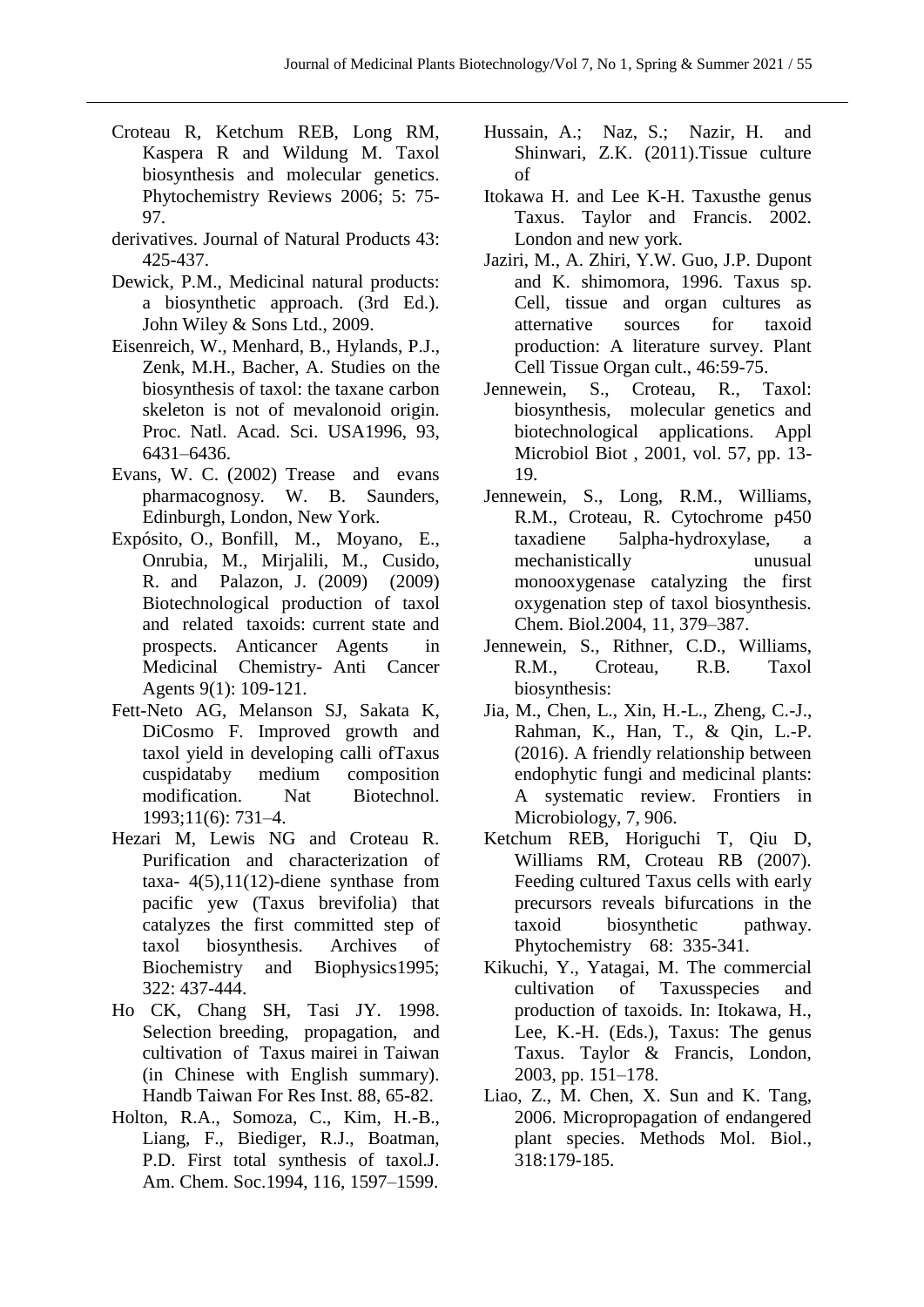Croteau R, Ketchum REB, Long RM, Kaspera R and Wildung M. Taxol biosynthesis and molecular genetics. Phytochemistry Reviews 2006; 5: 75-97.

derivatives. Journal of Natural Products 43: 425-437.

Dewick, P.M., Medicinal natural products: a biosynthetic approach. (3rd Ed.). John Wiley & Sons Ltd., 2009.

Eisenreich, W., Menhard, B., Hylands, P.J., Zenk, M.H., Bacher, A. Studies on the biosynthesis of taxol: the taxane carbon skeleton is not of mevalonoid origin. Proc. Natl. Acad. Sci. USA1996, 93, 6431–6436.

Evans, W. C. (2002) Trease and evans pharmacognosy. W. B. Saunders, Edinburgh, London, New York.

Expósito, O., Bonfill, M., Moyano, E., Onrubia, M., Mirjalili, M., Cusido, R. and Palazon, J. (2009) (2009) Biotechnological production of taxol and related taxoids: current state and prospects. Anticancer Agents in Medicinal Chemistry- Anti Cancer Agents 9(1): 109-121.

Fett-Neto AG, Melanson SJ, Sakata K, DiCosmo F. Improved growth and taxol yield in developing calli ofTaxus cuspidataby medium composition modification. Nat Biotechnol. 1993;11(6): 731–4.

Hezari M, Lewis NG and Croteau R. Purification and characterization of taxa- 4(5),11(12)-diene synthase from pacific yew (Taxus brevifolia) that catalyzes the first committed step of taxol biosynthesis. Archives of Biochemistry and Biophysics1995; 322: 437-444.

Ho CK, Chang SH, Tasi JY. 1998. Selection breeding, propagation, and cultivation of Taxus mairei in Taiwan (in Chinese with English summary). Handb Taiwan For Res Inst. 88, 65-82.

Holton, R.A., Somoza, C., Kim, H.-B., Liang, F., Biediger, R.J., Boatman, P.D. First total synthesis of taxol.J. Am. Chem. Soc.1994, 116, 1597–1599.

Hussain, A.; Naz, S.; Nazir, H. and Shinwari, Z.K. (2011).Tissue culture of

Itokawa H. and Lee K-H. Taxusthe genus Taxus. Taylor and Francis. 2002. London and new york.

Jaziri, M., A. Zhiri, Y.W. Guo, J.P. Dupont and K. shimomora, 1996. Taxus sp. Cell, tissue and organ cultures as alternative sources for taxoid production: A literature survey. Plant Cell Tissue Organ cult., 46:59-75.

Jennewein, S., Croteau, R., Taxol: biosynthesis, molecular genetics and biotechnological applications. Appl Microbiol Biot , 2001, vol. 57, pp. 13-19.

Jennewein, S., Long, R.M., Williams, R.M., Croteau, R. Cytochrome p450 taxadiene 5alpha-hydroxylase, a mechanistically unusual monooxygenase catalyzing the first oxygenation step of taxol biosynthesis. Chem. Biol.2004, 11, 379–387.

Jennewein, S., Rithner, C.D., Williams, R.M., Croteau, R.B. Taxol biosynthesis:

Jia, M., Chen, L., Xin, H.-L., Zheng, C.-J., Rahman, K., Han, T., & Qin, L.-P. (2016). A friendly relationship between endophytic fungi and medicinal plants: A systematic review. Frontiers in Microbiology, 7, 906.

Ketchum REB, Horiguchi T, Qiu D, Williams RM, Croteau RB (2007). Feeding cultured Taxus cells with early precursors reveals bifurcations in the taxoid biosynthetic pathway. Phytochemistry 68: 335-341.

Kikuchi, Y., Yatagai, M. The commercial cultivation of Taxusspecies and production of taxoids. In: Itokawa, H., Lee, K.-H. (Eds.), Taxus: The genus Taxus. Taylor & Francis, London, 2003, pp. 151–178.

Liao, Z., M. Chen, X. Sun and K. Tang, 2006. Micropropagation of endangered plant species. Methods Mol. Biol., 318:179-185.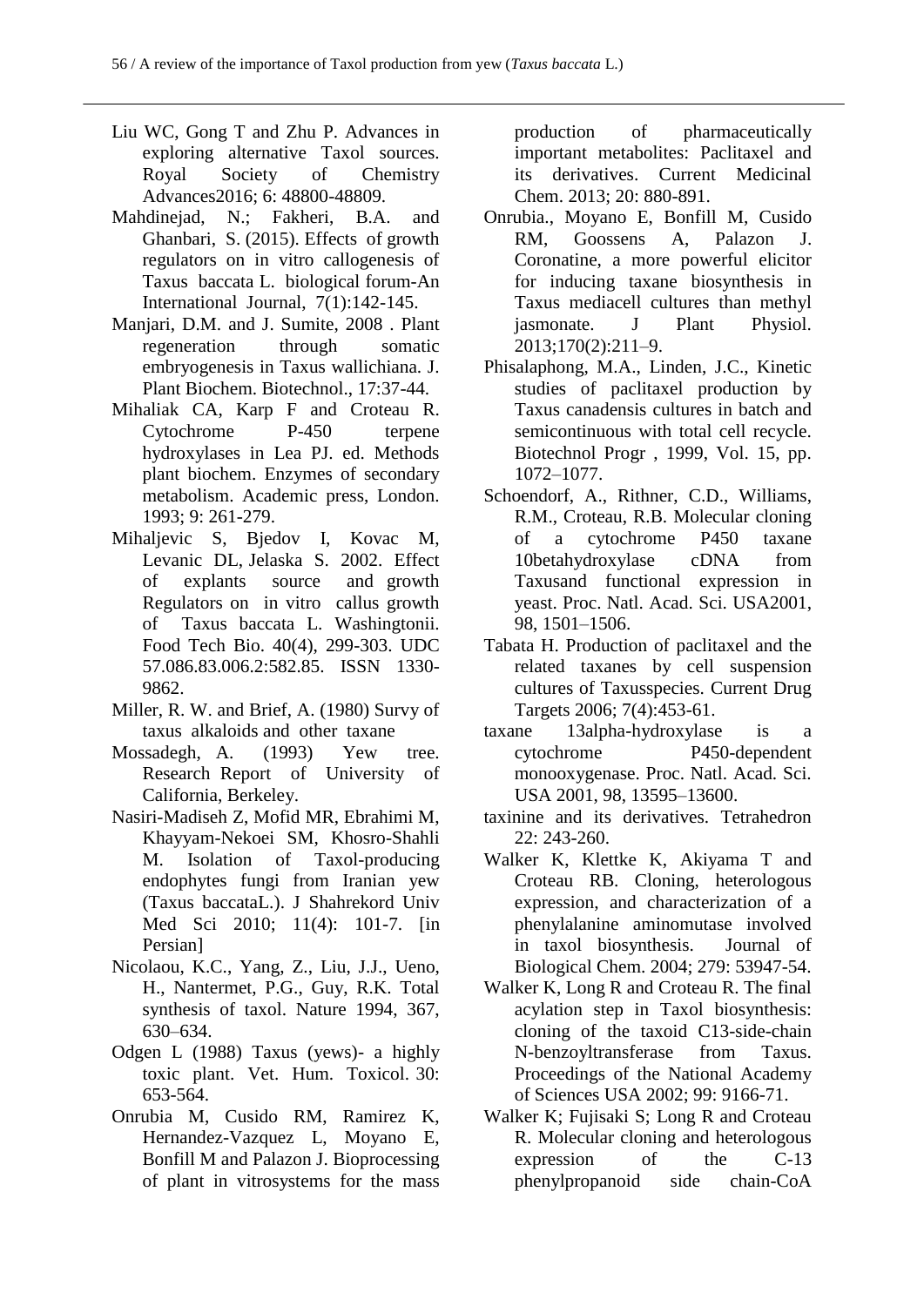Liu WC, Gong T and Zhu P. Advances in exploring alternative Taxol sources. Royal Society of Chemistry Advances2016; 6: 48800-48809.

Mahdinejad, N.; Fakheri, B.A. and Ghanbari, S. (2015). Effects of growth regulators on in vitro callogenesis of Taxus baccata L. biological forum-An International Journal, 7(1):142-145.

Manjari, D.M. and J. Sumite, 2008 . Plant regeneration through somatic embryogenesis in Taxus wallichiana. J. Plant Biochem. Biotechnol., 17:37-44.

Mihaliak CA, Karp F and Croteau R. Cytochrome P-450 terpene hydroxylases in Lea PJ. ed. Methods plant biochem. Enzymes of secondary metabolism. Academic press, London. 1993; 9: 261-279.

Mihaljevic S, Bjedov I, Kovac M, Levanic DL, Jelaska S. 2002. Effect of explants source and growth Regulators on in vitro callus growth of Taxus baccata L. Washingtonii. Food Tech Bio. 40(4), 299-303. UDC 57.086.83.006.2:582.85. ISSN 1330-9862.

Miller, R. W. and Brief, A. (1980) Survy of taxus alkaloids and other taxane

Mossadegh, A. (1993) Yew tree. Research Report of University of California, Berkeley.

Nasiri-Madiseh Z, Mofid MR, Ebrahimi M, Khayyam-Nekoei SM, Khosro-Shahli M. Isolation of Taxol-producing endophytes fungi from Iranian yew (Taxus baccataL.). J Shahrekord Univ Med Sci 2010; 11(4): 101-7. [in Persian]

Nicolaou, K.C., Yang, Z., Liu, J.J., Ueno, H., Nantermet, P.G., Guy, R.K. Total synthesis of taxol. Nature 1994, 367, 630–634.

Odgen L (1988) Taxus (yews)- a highly toxic plant. Vet. Hum. Toxicol. 30: 653-564.

Onrubia M, Cusido RM, Ramirez K, Hernandez-Vazquez L, Moyano E, Bonfill M and Palazon J. Bioprocessing of plant in vitrosystems for the mass production of pharmaceutically important metabolites: Paclitaxel and its derivatives. Current Medicinal Chem. 2013; 20: 880-891.

Onrubia., Moyano E, Bonfill M, Cusido RM, Goossens A, Palazon J. Coronatine, a more powerful elicitor for inducing taxane biosynthesis in Taxus mediacell cultures than methyl jasmonate. J Plant Physiol. 2013;170(2):211–9.

Phisalaphong, M.A., Linden, J.C., Kinetic studies of paclitaxel production by Taxus canadensis cultures in batch and semicontinuous with total cell recycle. Biotechnol Progr , 1999, Vol. 15, pp. 1072–1077.

Schoendorf, A., Rithner, C.D., Williams, R.M., Croteau, R.B. Molecular cloning of a cytochrome P450 taxane 10betahydroxylase cDNA from Taxusand functional expression in yeast. Proc. Natl. Acad. Sci. USA2001, 98, 1501–1506.

Tabata H. Production of paclitaxel and the related taxanes by cell suspension cultures of Taxusspecies. Current Drug Targets 2006; 7(4):453-61.

taxane 13alpha-hydroxylase is a cytochrome P450-dependent monooxygenase. Proc. Natl. Acad. Sci. USA 2001, 98, 13595–13600.

taxinine and its derivatives. Tetrahedron 22: 243-260.

Walker K, Klettke K, Akiyama T and Croteau RB. Cloning, heterologous expression, and characterization of a phenylalanine aminomutase involved in taxol biosynthesis. Journal of Biological Chem. 2004; 279: 53947-54.

Walker K, Long R and Croteau R. The final acylation step in Taxol biosynthesis: cloning of the taxoid C13-side-chain N-benzoyltransferase from Taxus. Proceedings of the National Academy of Sciences USA 2002; 99: 9166-71.

Walker K; Fujisaki S; Long R and Croteau R. Molecular cloning and heterologous expression of the C-13 phenylpropanoid side chain-CoA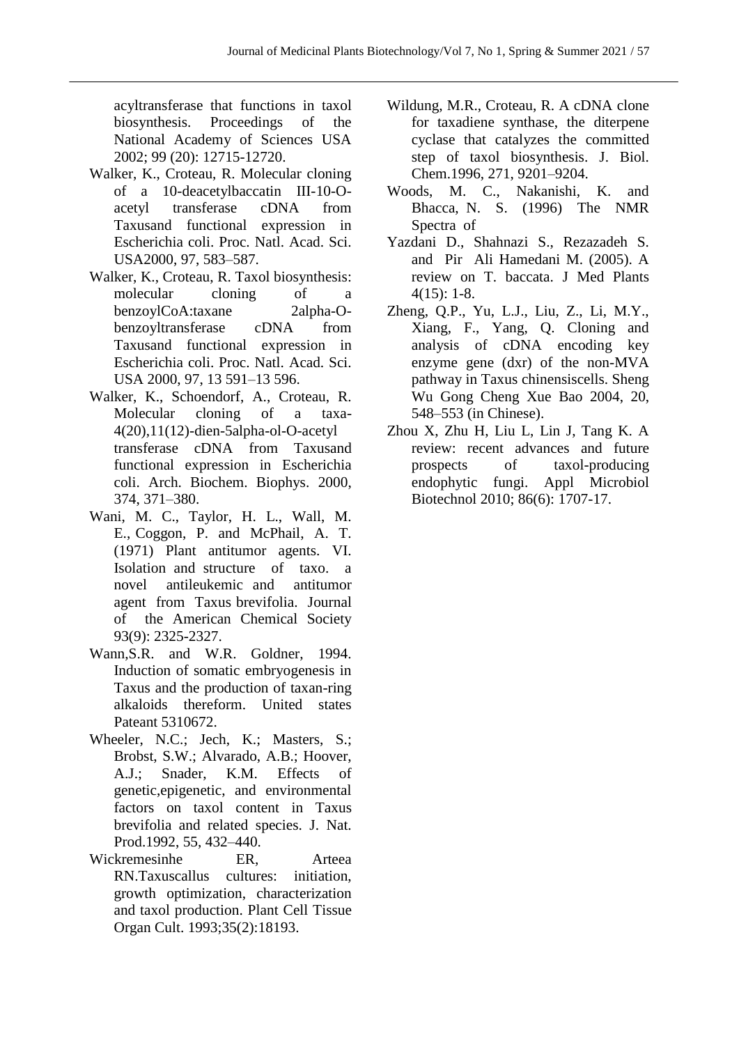acyltransferase that functions in taxol biosynthesis. Proceedings of the National Academy of Sciences USA 2002; 99 (20): 12715-12720.

Walker, K., Croteau, R. Molecular cloning of a 10-deacetylbaccatin III-10-O-acetyl transferase cDNA from Taxusand functional expression in Escherichia coli. Proc. Natl. Acad. Sci. USA2000, 97, 583–587.

Walker, K., Croteau, R. Taxol biosynthesis: molecular cloning of a benzoylCoA:taxane 2alpha-O-benzoyltransferase cDNA from Taxusand functional expression in Escherichia coli. Proc. Natl. Acad. Sci. USA 2000, 97, 13 591–13 596.

Walker, K., Schoendorf, A., Croteau, R. Molecular cloning of a taxa-4(20),11(12)-dien-5alpha-ol-O-acetyl transferase cDNA from Taxusand functional expression in Escherichia coli. Arch. Biochem. Biophys. 2000, 374, 371–380.

Wani, M. C., Taylor, H. L., Wall, M. E., Coggon, P. and McPhail, A. T. (1971) Plant antitumor agents. VI. Isolation and structure of taxo. a novel antileukemic and antitumor agent from Taxus brevifolia. Journal of the American Chemical Society 93(9): 2325-2327.

Wann,S.R. and W.R. Goldner, 1994. Induction of somatic embryogenesis in Taxus and the production of taxan-ring alkaloids thereform. United states Pateant 5310672.

Wheeler, N.C.; Jech, K.; Masters, S.; Brobst, S.W.; Alvarado, A.B.; Hoover, A.J.; Snader, K.M. Effects of genetic,epigenetic, and environmental factors on taxol content in Taxus brevifolia and related species. J. Nat. Prod.1992, 55, 432–440.

Wickremesinhe ER, Arteea RN.Taxuscallus cultures: initiation, growth optimization, characterization and taxol production. Plant Cell Tissue Organ Cult. 1993;35(2):18193.

Wildung, M.R., Croteau, R. A cDNA clone for taxadiene synthase, the diterpene cyclase that catalyzes the committed step of taxol biosynthesis. J. Biol. Chem.1996, 271, 9201–9204.

Woods, M. C., Nakanishi, K. and Bhacca, N. S. (1996) The NMR Spectra of

Yazdani D., Shahnazi S., Rezazadeh S. and Pir Ali Hamedani M. (2005). A review on T. baccata. J Med Plants 4(15): 1-8.

Zheng, Q.P., Yu, L.J., Liu, Z., Li, M.Y., Xiang, F., Yang, Q. Cloning and analysis of cDNA encoding key enzyme gene (dxr) of the non-MVA pathway in Taxus chinensiscells. Sheng Wu Gong Cheng Xue Bao 2004, 20, 548–553 (in Chinese).

Zhou X, Zhu H, Liu L, Lin J, Tang K. A review: recent advances and future prospects of taxol-producing endophytic fungi. Appl Microbiol Biotechnol 2010; 86(6): 1707-17.